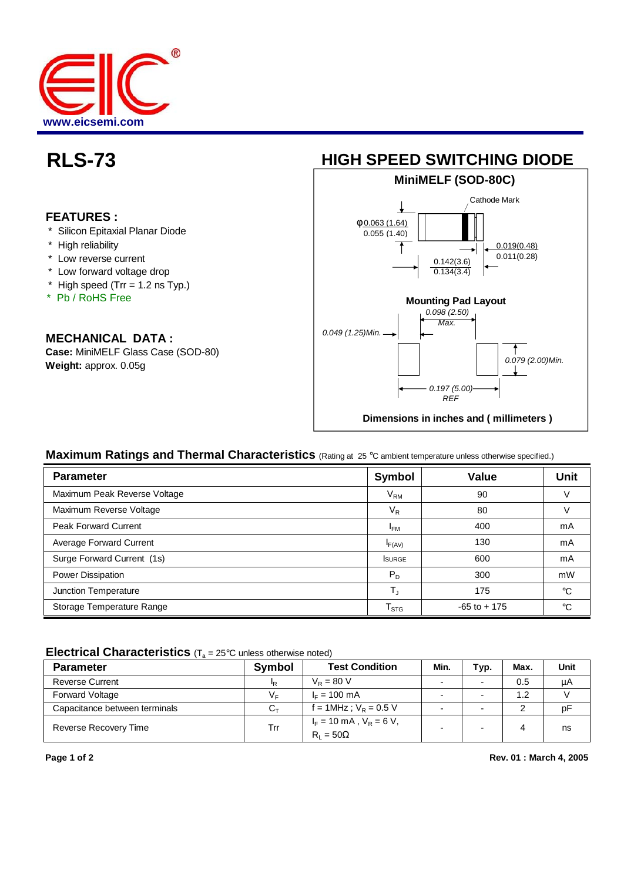www.eicsemi.com

# RLS-73

# HIGH SPEED SWITCHING DIODE

## FEATURES :

- \* Silicon Epitaxial Planar Diode
- \* High reliability
- \* Low reverse current
- \* Low forward voltage drop
- \* High speed (Trr = 1.2 ns Typ.)
- \* Pb / RoHS Free

## MECHANICAL DATA :

**Case:** MiniMELF Glass Case (SOD-80)
**Weight:** approx. 0.05g

**MiniMELF (SOD-80C)**

Cathode Mark

φ0.063 (1.64)
0.055 (1.40)

0.019(0.48)
0.011(0.28)

0.142(3.6)
0.134(3.4)

**Mounting Pad Layout**

0.098 (2.50) Max.

0.049 (1.25)Min.

0.079 (2.00)Min.

0.197 (5.00) REF

**Dimensions in inches and ( millimeters )**

## Maximum Ratings and Thermal Characteristics (Rating at 25 °C ambient temperature unless otherwise specified.)

| Parameter | Symbol | Value | Unit |
|---|---|---|---|
| Maximum Peak Reverse Voltage | $V_{RM}$ | 90 | V |
| Maximum Reverse Voltage | $V_R$ | 80 | V |
| Peak Forward Current | $I_{FM}$ | 400 | mA |
| Average Forward Current | $I_{F(AV)}$ | 130 | mA |
| Surge Forward Current (1s) | $I_{SURGE}$ | 600 | mA |
| Power Dissipation | $P_D$ | 300 | mW |
| Junction Temperature | $T_J$ | 175 | °C |
| Storage Temperature Range | $T_{STG}$ | -65 to + 175 | °C |

## Electrical Characteristics ($T_a$ = 25°C unless otherwise noted)

| Parameter | Symbol | Test Condition | Min. | Typ. | Max. | Unit |
|---|---|---|---|---|---|---|
| Reverse Current | $I_R$ | $V_R$ = 80 V | - | - | 0.5 | µA |
| Forward Voltage | $V_F$ | $I_F$ = 100 mA | - | - | 1.2 | V |
| Capacitance between terminals | $C_T$ | f = 1MHz ; $V_R$ = 0.5 V | - | - | 2 | pF |
| Reverse Recovery Time | Trr | $I_F$ = 10 mA , $V_R$ = 6 V, $R_L$ = 50Ω | - | - | 4 | ns |

Rev. 01 : March 4, 2005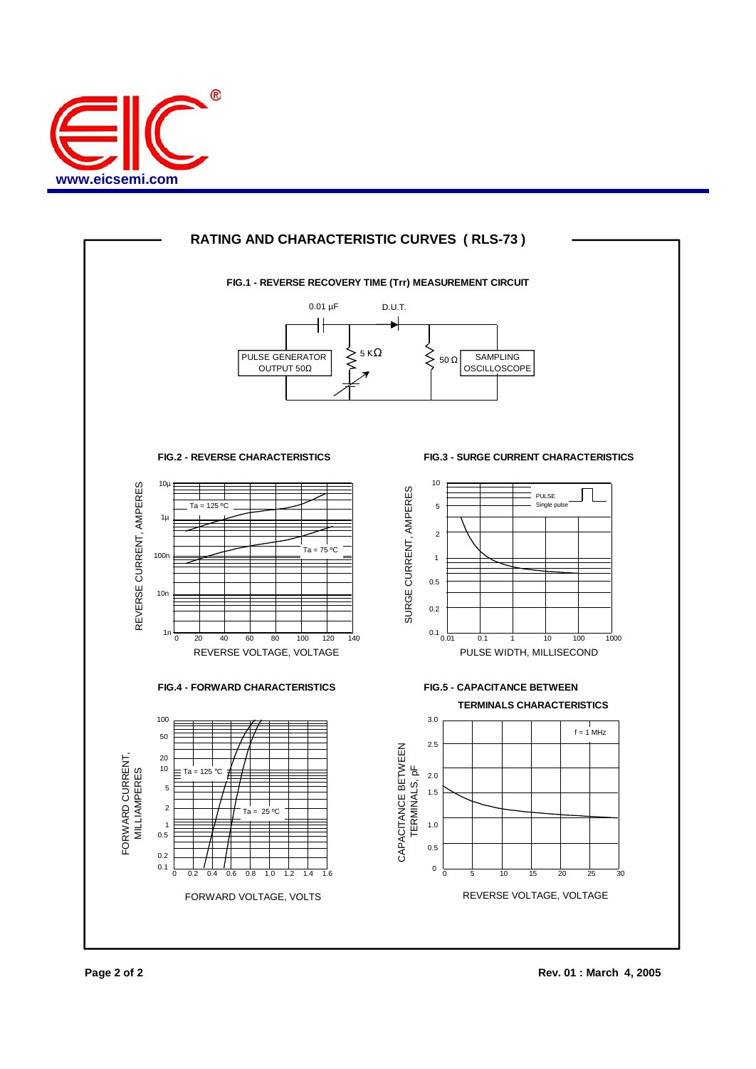www.eicsemi.com

## RATING AND CHARACTERISTIC CURVES ( RLS-73 )

### FIG.1 - REVERSE RECOVERY TIME (Trr) MEASUREMENT CIRCUIT

0.01 µF
D.U.T.
PULSE GENERATOR OUTPUT 50Ω
5 KΩ
50 Ω
SAMPLING OSCILLOSCOPE

### FIG.2 - REVERSE CHARACTERISTICS

REVERSE CURRENT, AMPERES
10µ
1µ
100n
10n
1n
Ta = 125 °C
Ta = 75 °C
0 20 40 60 80 100 120 140
REVERSE VOLTAGE, VOLTAGE

### FIG.3 - SURGE CURRENT CHARACTERISTICS

SURGE CURRENT, AMPERES
10
5
2
1
0.5
0.2
0.1
PULSE
Single pulse
0.01 0.1 1 10 100 1000
PULSE WIDTH, MILLISECOND

### FIG.4 - FORWARD CHARACTERISTICS

FORWARD CURRENT, MILLIAMPERES
100
50
20
10
5
2
1
0.5
0.2
0.1
Ta = 125 °C
Ta = 25 °C
0 0.2 0.4 0.6 0.8 1.0 1.2 1.4 1.6
FORWARD VOLTAGE, VOLTS

### FIG.5 - CAPACITANCE BETWEEN TERMINALS CHARACTERISTICS

CAPACITANCE BETWEEN TERMINALS, pF
3.0
2.5
2.0
1.5
1.0
0.5
0
f = 1 MHz
0 5 10 15 20 25 30
REVERSE VOLTAGE, VOLTAGE

Rev. 01 : March 4, 2005